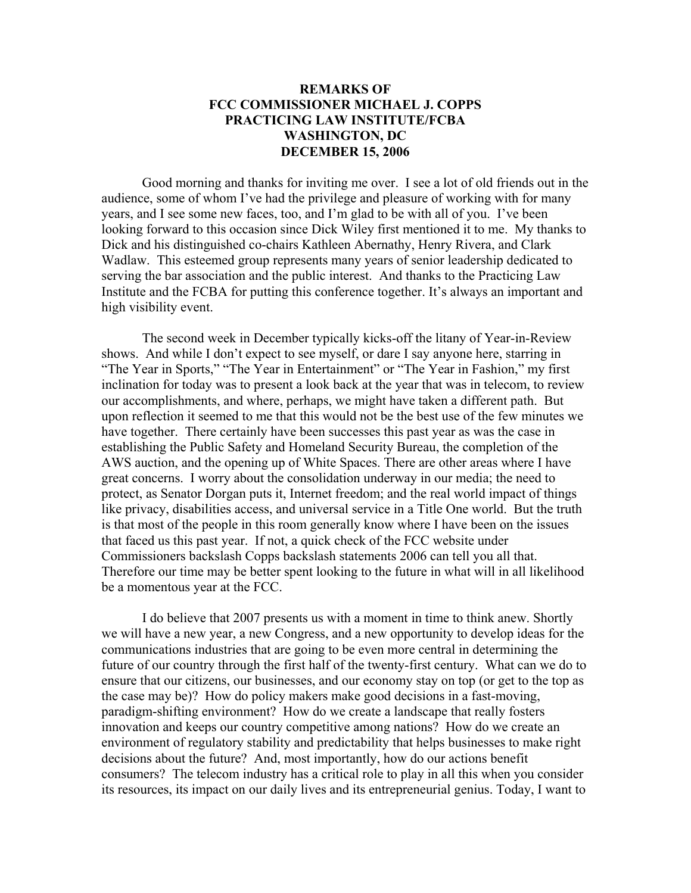**REMARKS OF**
**FCC COMMISSIONER MICHAEL J. COPPS**
**PRACTICING LAW INSTITUTE/FCBA**
**WASHINGTON, DC**
**DECEMBER 15, 2006**

Good morning and thanks for inviting me over. I see a lot of old friends out in the audience, some of whom I've had the privilege and pleasure of working with for many years, and I see some new faces, too, and I'm glad to be with all of you. I've been looking forward to this occasion since Dick Wiley first mentioned it to me. My thanks to Dick and his distinguished co-chairs Kathleen Abernathy, Henry Rivera, and Clark Wadlaw. This esteemed group represents many years of senior leadership dedicated to serving the bar association and the public interest. And thanks to the Practicing Law Institute and the FCBA for putting this conference together. It's always an important and high visibility event.

The second week in December typically kicks-off the litany of Year-in-Review shows. And while I don't expect to see myself, or dare I say anyone here, starring in "The Year in Sports," "The Year in Entertainment" or "The Year in Fashion," my first inclination for today was to present a look back at the year that was in telecom, to review our accomplishments, and where, perhaps, we might have taken a different path. But upon reflection it seemed to me that this would not be the best use of the few minutes we have together. There certainly have been successes this past year as was the case in establishing the Public Safety and Homeland Security Bureau, the completion of the AWS auction, and the opening up of White Spaces. There are other areas where I have great concerns. I worry about the consolidation underway in our media; the need to protect, as Senator Dorgan puts it, Internet freedom; and the real world impact of things like privacy, disabilities access, and universal service in a Title One world. But the truth is that most of the people in this room generally know where I have been on the issues that faced us this past year. If not, a quick check of the FCC website under Commissioners backslash Copps backslash statements 2006 can tell you all that. Therefore our time may be better spent looking to the future in what will in all likelihood be a momentous year at the FCC.

I do believe that 2007 presents us with a moment in time to think anew. Shortly we will have a new year, a new Congress, and a new opportunity to develop ideas for the communications industries that are going to be even more central in determining the future of our country through the first half of the twenty-first century. What can we do to ensure that our citizens, our businesses, and our economy stay on top (or get to the top as the case may be)? How do policy makers make good decisions in a fast-moving, paradigm-shifting environment? How do we create a landscape that really fosters innovation and keeps our country competitive among nations? How do we create an environment of regulatory stability and predictability that helps businesses to make right decisions about the future? And, most importantly, how do our actions benefit consumers? The telecom industry has a critical role to play in all this when you consider its resources, its impact on our daily lives and its entrepreneurial genius. Today, I want to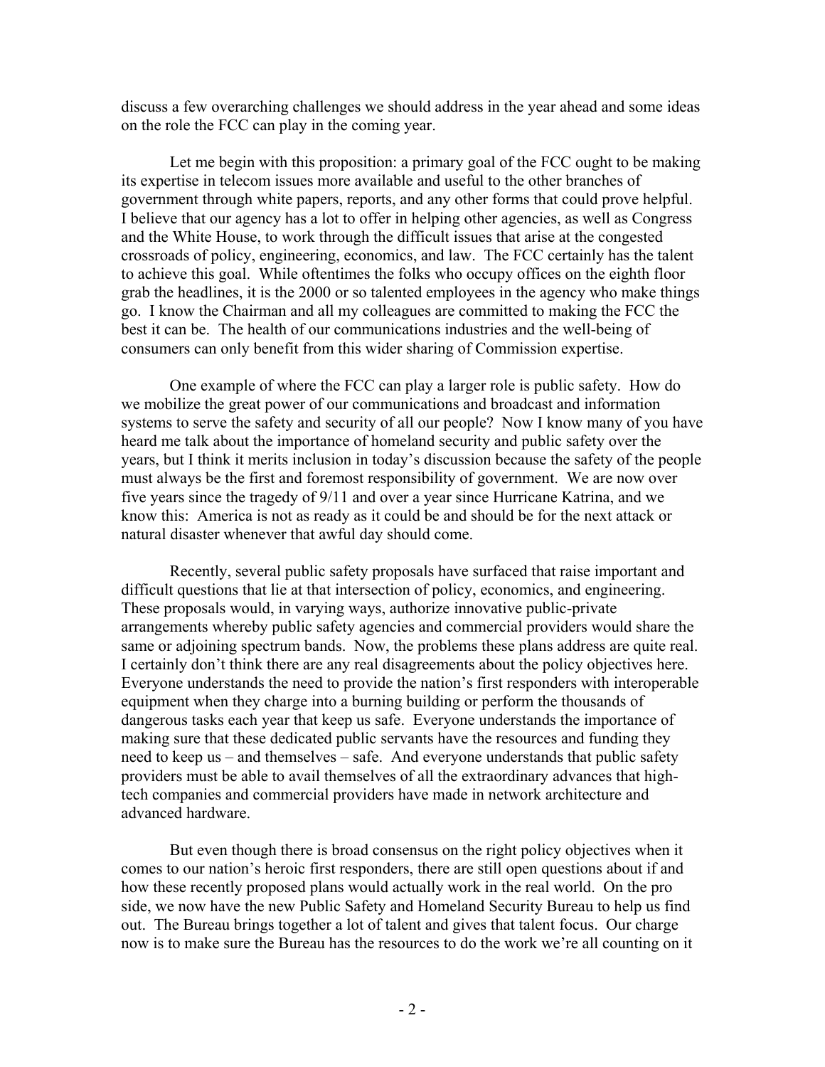discuss a few overarching challenges we should address in the year ahead and some ideas on the role the FCC can play in the coming year.

Let me begin with this proposition: a primary goal of the FCC ought to be making its expertise in telecom issues more available and useful to the other branches of government through white papers, reports, and any other forms that could prove helpful. I believe that our agency has a lot to offer in helping other agencies, as well as Congress and the White House, to work through the difficult issues that arise at the congested crossroads of policy, engineering, economics, and law. The FCC certainly has the talent to achieve this goal. While oftentimes the folks who occupy offices on the eighth floor grab the headlines, it is the 2000 or so talented employees in the agency who make things go. I know the Chairman and all my colleagues are committed to making the FCC the best it can be. The health of our communications industries and the well-being of consumers can only benefit from this wider sharing of Commission expertise.

One example of where the FCC can play a larger role is public safety. How do we mobilize the great power of our communications and broadcast and information systems to serve the safety and security of all our people? Now I know many of you have heard me talk about the importance of homeland security and public safety over the years, but I think it merits inclusion in today's discussion because the safety of the people must always be the first and foremost responsibility of government. We are now over five years since the tragedy of 9/11 and over a year since Hurricane Katrina, and we know this: America is not as ready as it could be and should be for the next attack or natural disaster whenever that awful day should come.

Recently, several public safety proposals have surfaced that raise important and difficult questions that lie at that intersection of policy, economics, and engineering. These proposals would, in varying ways, authorize innovative public-private arrangements whereby public safety agencies and commercial providers would share the same or adjoining spectrum bands. Now, the problems these plans address are quite real. I certainly don't think there are any real disagreements about the policy objectives here. Everyone understands the need to provide the nation's first responders with interoperable equipment when they charge into a burning building or perform the thousands of dangerous tasks each year that keep us safe. Everyone understands the importance of making sure that these dedicated public servants have the resources and funding they need to keep us – and themselves – safe. And everyone understands that public safety providers must be able to avail themselves of all the extraordinary advances that high-tech companies and commercial providers have made in network architecture and advanced hardware.

But even though there is broad consensus on the right policy objectives when it comes to our nation's heroic first responders, there are still open questions about if and how these recently proposed plans would actually work in the real world. On the pro side, we now have the new Public Safety and Homeland Security Bureau to help us find out. The Bureau brings together a lot of talent and gives that talent focus. Our charge now is to make sure the Bureau has the resources to do the work we're all counting on it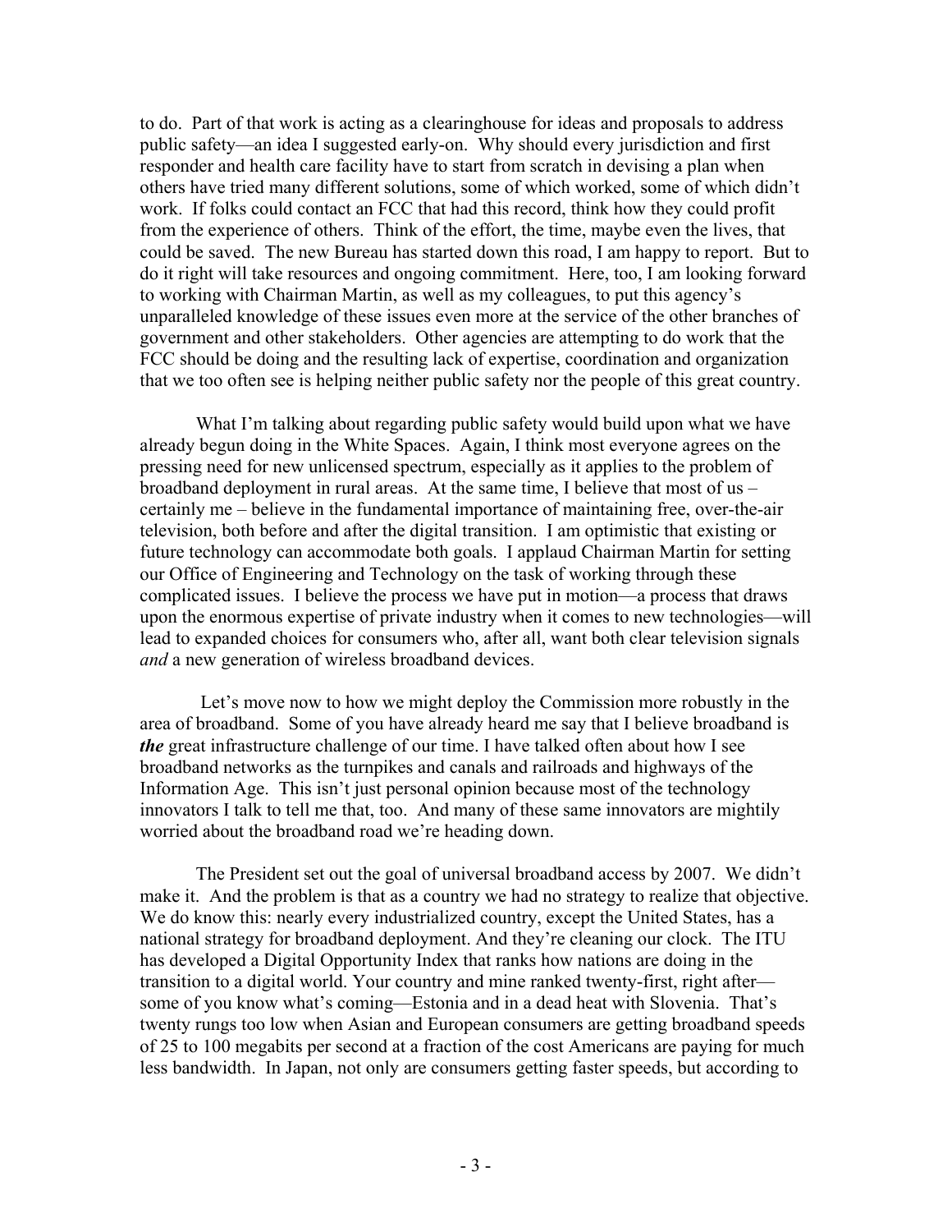to do. Part of that work is acting as a clearinghouse for ideas and proposals to address public safety—an idea I suggested early-on. Why should every jurisdiction and first responder and health care facility have to start from scratch in devising a plan when others have tried many different solutions, some of which worked, some of which didn't work. If folks could contact an FCC that had this record, think how they could profit from the experience of others. Think of the effort, the time, maybe even the lives, that could be saved. The new Bureau has started down this road, I am happy to report. But to do it right will take resources and ongoing commitment. Here, too, I am looking forward to working with Chairman Martin, as well as my colleagues, to put this agency's unparalleled knowledge of these issues even more at the service of the other branches of government and other stakeholders. Other agencies are attempting to do work that the FCC should be doing and the resulting lack of expertise, coordination and organization that we too often see is helping neither public safety nor the people of this great country.

What I'm talking about regarding public safety would build upon what we have already begun doing in the White Spaces. Again, I think most everyone agrees on the pressing need for new unlicensed spectrum, especially as it applies to the problem of broadband deployment in rural areas. At the same time, I believe that most of us – certainly me – believe in the fundamental importance of maintaining free, over-the-air television, both before and after the digital transition. I am optimistic that existing or future technology can accommodate both goals. I applaud Chairman Martin for setting our Office of Engineering and Technology on the task of working through these complicated issues. I believe the process we have put in motion—a process that draws upon the enormous expertise of private industry when it comes to new technologies—will lead to expanded choices for consumers who, after all, want both clear television signals *and* a new generation of wireless broadband devices.

Let's move now to how we might deploy the Commission more robustly in the area of broadband. Some of you have already heard me say that I believe broadband is ***the*** great infrastructure challenge of our time. I have talked often about how I see broadband networks as the turnpikes and canals and railroads and highways of the Information Age. This isn't just personal opinion because most of the technology innovators I talk to tell me that, too. And many of these same innovators are mightily worried about the broadband road we're heading down.

The President set out the goal of universal broadband access by 2007. We didn't make it. And the problem is that as a country we had no strategy to realize that objective. We do know this: nearly every industrialized country, except the United States, has a national strategy for broadband deployment. And they're cleaning our clock. The ITU has developed a Digital Opportunity Index that ranks how nations are doing in the transition to a digital world. Your country and mine ranked twenty-first, right after—some of you know what's coming—Estonia and in a dead heat with Slovenia. That's twenty rungs too low when Asian and European consumers are getting broadband speeds of 25 to 100 megabits per second at a fraction of the cost Americans are paying for much less bandwidth. In Japan, not only are consumers getting faster speeds, but according to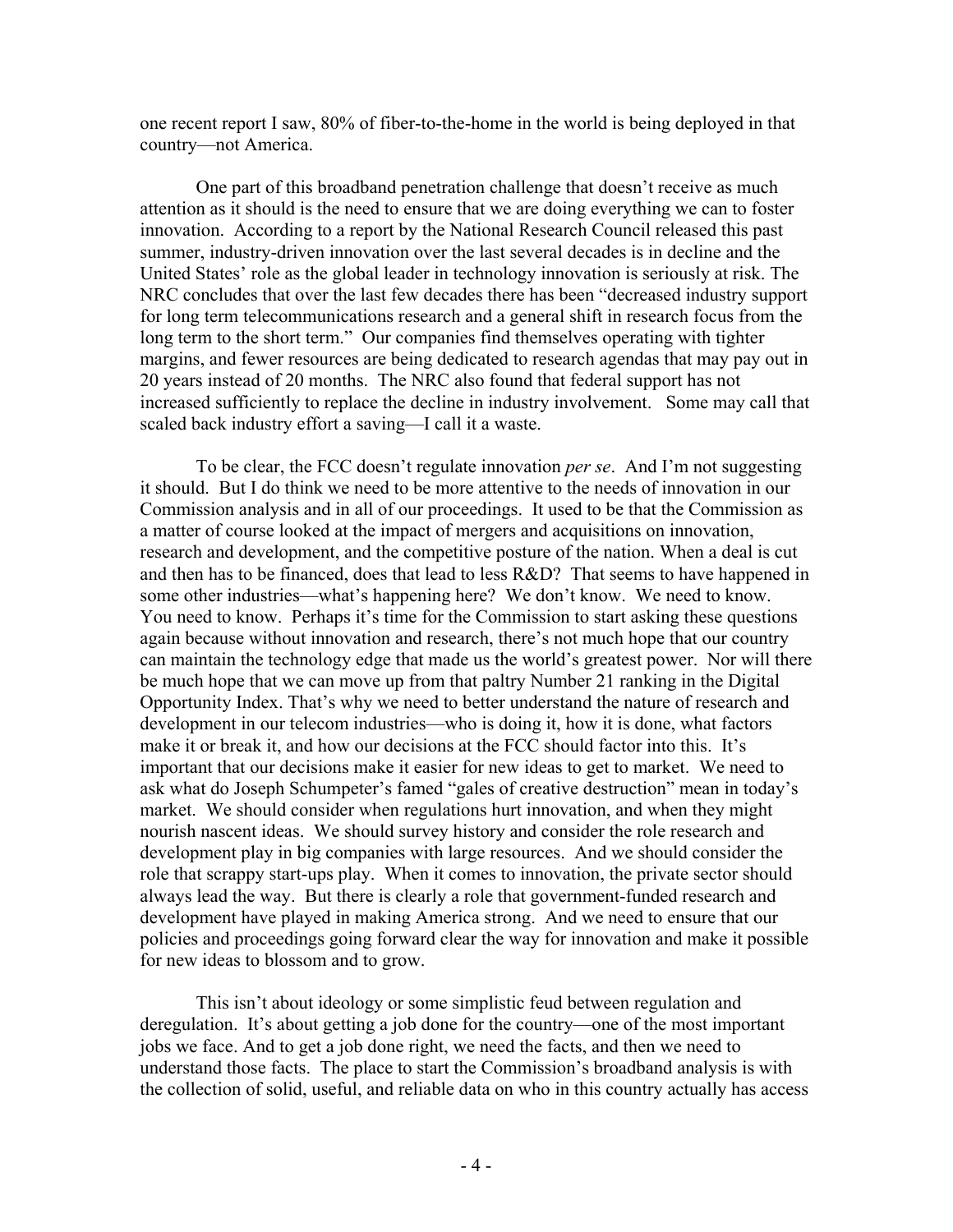one recent report I saw, 80% of fiber-to-the-home in the world is being deployed in that country—not America.

One part of this broadband penetration challenge that doesn't receive as much attention as it should is the need to ensure that we are doing everything we can to foster innovation. According to a report by the National Research Council released this past summer, industry-driven innovation over the last several decades is in decline and the United States' role as the global leader in technology innovation is seriously at risk. The NRC concludes that over the last few decades there has been "decreased industry support for long term telecommunications research and a general shift in research focus from the long term to the short term." Our companies find themselves operating with tighter margins, and fewer resources are being dedicated to research agendas that may pay out in 20 years instead of 20 months. The NRC also found that federal support has not increased sufficiently to replace the decline in industry involvement. Some may call that scaled back industry effort a saving—I call it a waste.

To be clear, the FCC doesn't regulate innovation *per se*. And I'm not suggesting it should. But I do think we need to be more attentive to the needs of innovation in our Commission analysis and in all of our proceedings. It used to be that the Commission as a matter of course looked at the impact of mergers and acquisitions on innovation, research and development, and the competitive posture of the nation. When a deal is cut and then has to be financed, does that lead to less R&D? That seems to have happened in some other industries—what's happening here? We don't know. We need to know. You need to know. Perhaps it's time for the Commission to start asking these questions again because without innovation and research, there's not much hope that our country can maintain the technology edge that made us the world's greatest power. Nor will there be much hope that we can move up from that paltry Number 21 ranking in the Digital Opportunity Index. That's why we need to better understand the nature of research and development in our telecom industries—who is doing it, how it is done, what factors make it or break it, and how our decisions at the FCC should factor into this. It's important that our decisions make it easier for new ideas to get to market. We need to ask what do Joseph Schumpeter's famed "gales of creative destruction" mean in today's market. We should consider when regulations hurt innovation, and when they might nourish nascent ideas. We should survey history and consider the role research and development play in big companies with large resources. And we should consider the role that scrappy start-ups play. When it comes to innovation, the private sector should always lead the way. But there is clearly a role that government-funded research and development have played in making America strong. And we need to ensure that our policies and proceedings going forward clear the way for innovation and make it possible for new ideas to blossom and to grow.

This isn't about ideology or some simplistic feud between regulation and deregulation. It's about getting a job done for the country—one of the most important jobs we face. And to get a job done right, we need the facts, and then we need to understand those facts. The place to start the Commission's broadband analysis is with the collection of solid, useful, and reliable data on who in this country actually has access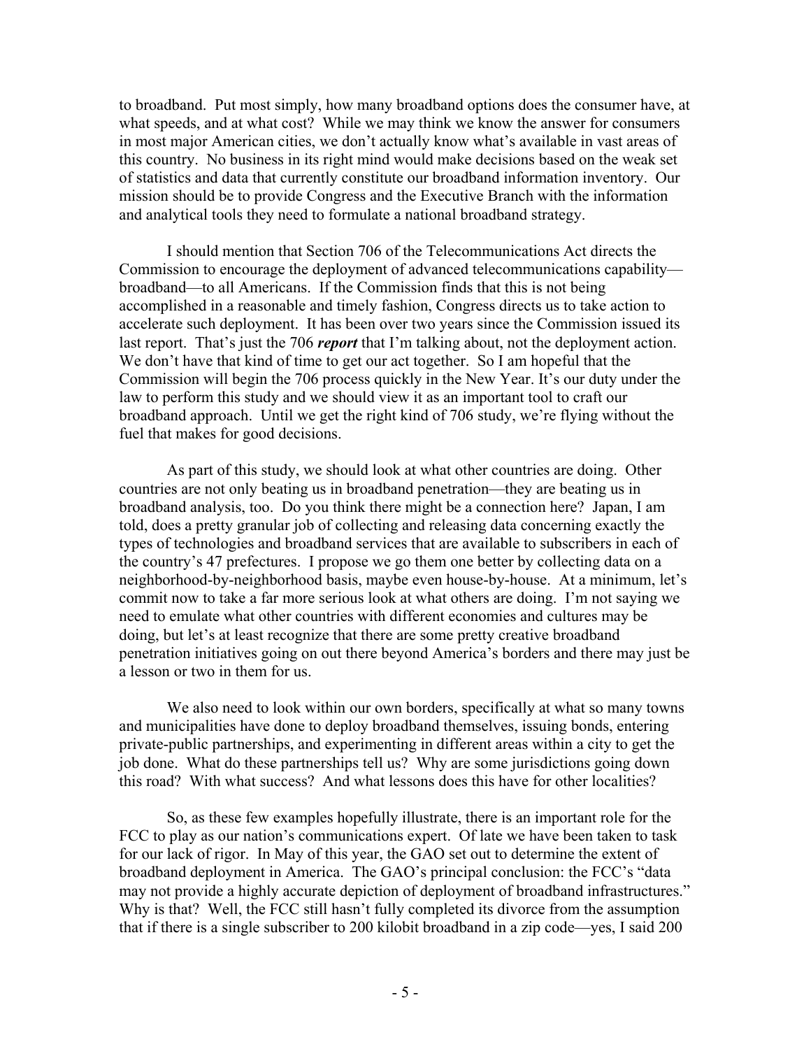to broadband. Put most simply, how many broadband options does the consumer have, at what speeds, and at what cost? While we may think we know the answer for consumers in most major American cities, we don't actually know what's available in vast areas of this country. No business in its right mind would make decisions based on the weak set of statistics and data that currently constitute our broadband information inventory. Our mission should be to provide Congress and the Executive Branch with the information and analytical tools they need to formulate a national broadband strategy.

I should mention that Section 706 of the Telecommunications Act directs the Commission to encourage the deployment of advanced telecommunications capability—broadband—to all Americans. If the Commission finds that this is not being accomplished in a reasonable and timely fashion, Congress directs us to take action to accelerate such deployment. It has been over two years since the Commission issued its last report. That's just the 706 ***report*** that I'm talking about, not the deployment action. We don't have that kind of time to get our act together. So I am hopeful that the Commission will begin the 706 process quickly in the New Year. It's our duty under the law to perform this study and we should view it as an important tool to craft our broadband approach. Until we get the right kind of 706 study, we're flying without the fuel that makes for good decisions.

As part of this study, we should look at what other countries are doing. Other countries are not only beating us in broadband penetration—they are beating us in broadband analysis, too. Do you think there might be a connection here? Japan, I am told, does a pretty granular job of collecting and releasing data concerning exactly the types of technologies and broadband services that are available to subscribers in each of the country's 47 prefectures. I propose we go them one better by collecting data on a neighborhood-by-neighborhood basis, maybe even house-by-house. At a minimum, let's commit now to take a far more serious look at what others are doing. I'm not saying we need to emulate what other countries with different economies and cultures may be doing, but let's at least recognize that there are some pretty creative broadband penetration initiatives going on out there beyond America's borders and there may just be a lesson or two in them for us.

We also need to look within our own borders, specifically at what so many towns and municipalities have done to deploy broadband themselves, issuing bonds, entering private-public partnerships, and experimenting in different areas within a city to get the job done. What do these partnerships tell us? Why are some jurisdictions going down this road? With what success? And what lessons does this have for other localities?

So, as these few examples hopefully illustrate, there is an important role for the FCC to play as our nation's communications expert. Of late we have been taken to task for our lack of rigor. In May of this year, the GAO set out to determine the extent of broadband deployment in America. The GAO's principal conclusion: the FCC's "data may not provide a highly accurate depiction of deployment of broadband infrastructures." Why is that? Well, the FCC still hasn't fully completed its divorce from the assumption that if there is a single subscriber to 200 kilobit broadband in a zip code—yes, I said 200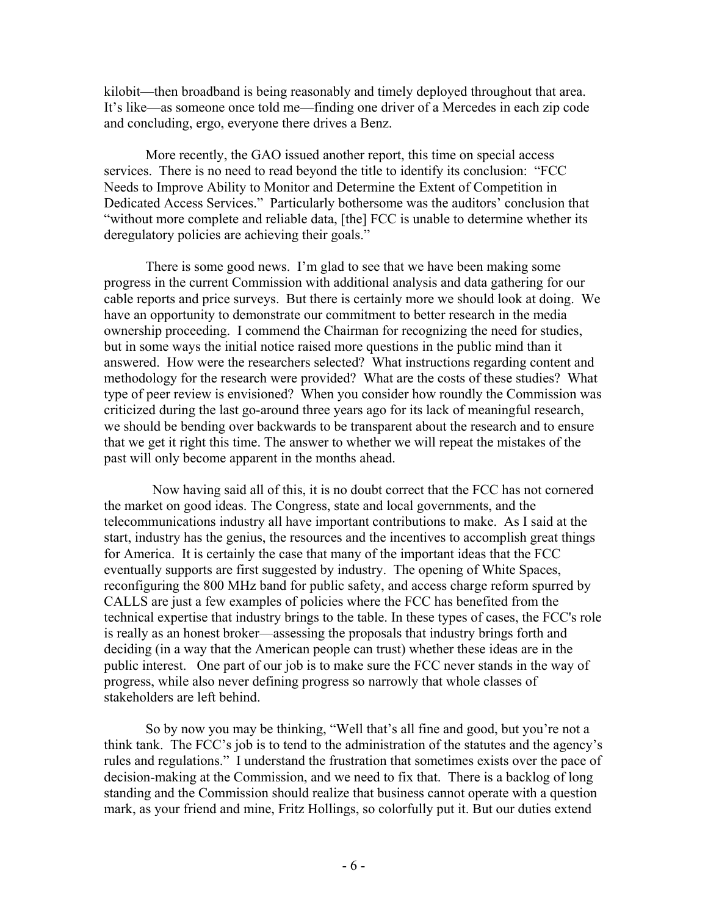kilobit—then broadband is being reasonably and timely deployed throughout that area. It's like—as someone once told me—finding one driver of a Mercedes in each zip code and concluding, ergo, everyone there drives a Benz.

More recently, the GAO issued another report, this time on special access services. There is no need to read beyond the title to identify its conclusion: "FCC Needs to Improve Ability to Monitor and Determine the Extent of Competition in Dedicated Access Services." Particularly bothersome was the auditors' conclusion that "without more complete and reliable data, [the] FCC is unable to determine whether its deregulatory policies are achieving their goals."

There is some good news. I'm glad to see that we have been making some progress in the current Commission with additional analysis and data gathering for our cable reports and price surveys. But there is certainly more we should look at doing. We have an opportunity to demonstrate our commitment to better research in the media ownership proceeding. I commend the Chairman for recognizing the need for studies, but in some ways the initial notice raised more questions in the public mind than it answered. How were the researchers selected? What instructions regarding content and methodology for the research were provided? What are the costs of these studies? What type of peer review is envisioned? When you consider how roundly the Commission was criticized during the last go-around three years ago for its lack of meaningful research, we should be bending over backwards to be transparent about the research and to ensure that we get it right this time. The answer to whether we will repeat the mistakes of the past will only become apparent in the months ahead.

Now having said all of this, it is no doubt correct that the FCC has not cornered the market on good ideas. The Congress, state and local governments, and the telecommunications industry all have important contributions to make. As I said at the start, industry has the genius, the resources and the incentives to accomplish great things for America. It is certainly the case that many of the important ideas that the FCC eventually supports are first suggested by industry. The opening of White Spaces, reconfiguring the 800 MHz band for public safety, and access charge reform spurred by CALLS are just a few examples of policies where the FCC has benefited from the technical expertise that industry brings to the table. In these types of cases, the FCC's role is really as an honest broker—assessing the proposals that industry brings forth and deciding (in a way that the American people can trust) whether these ideas are in the public interest. One part of our job is to make sure the FCC never stands in the way of progress, while also never defining progress so narrowly that whole classes of stakeholders are left behind.

So by now you may be thinking, "Well that's all fine and good, but you're not a think tank. The FCC's job is to tend to the administration of the statutes and the agency's rules and regulations." I understand the frustration that sometimes exists over the pace of decision-making at the Commission, and we need to fix that. There is a backlog of long standing and the Commission should realize that business cannot operate with a question mark, as your friend and mine, Fritz Hollings, so colorfully put it. But our duties extend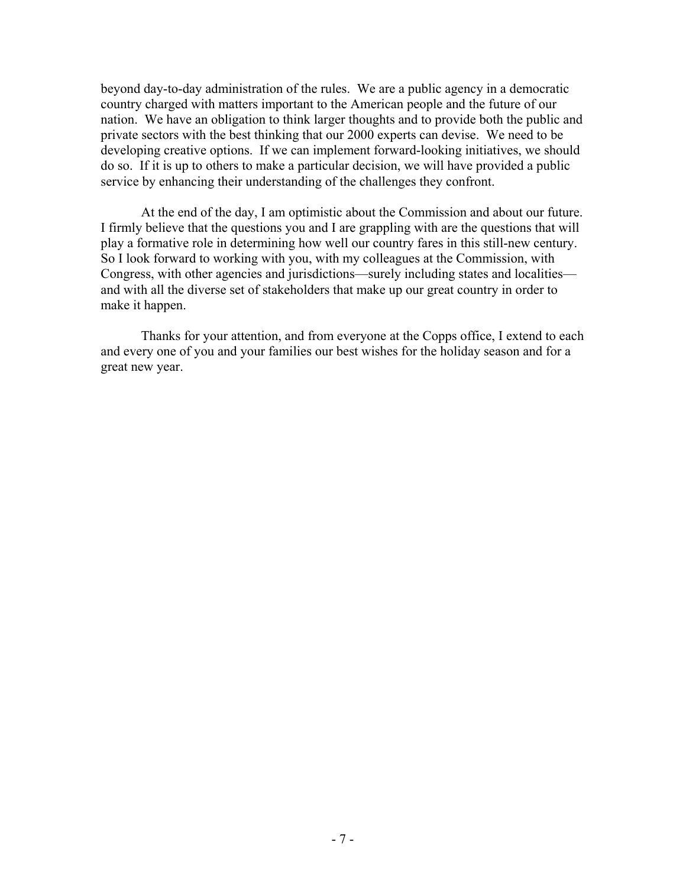beyond day-to-day administration of the rules. We are a public agency in a democratic country charged with matters important to the American people and the future of our nation. We have an obligation to think larger thoughts and to provide both the public and private sectors with the best thinking that our 2000 experts can devise. We need to be developing creative options. If we can implement forward-looking initiatives, we should do so. If it is up to others to make a particular decision, we will have provided a public service by enhancing their understanding of the challenges they confront.

At the end of the day, I am optimistic about the Commission and about our future. I firmly believe that the questions you and I are grappling with are the questions that will play a formative role in determining how well our country fares in this still-new century. So I look forward to working with you, with my colleagues at the Commission, with Congress, with other agencies and jurisdictions—surely including states and localities—and with all the diverse set of stakeholders that make up our great country in order to make it happen.

Thanks for your attention, and from everyone at the Copps office, I extend to each and every one of you and your families our best wishes for the holiday season and for a great new year.